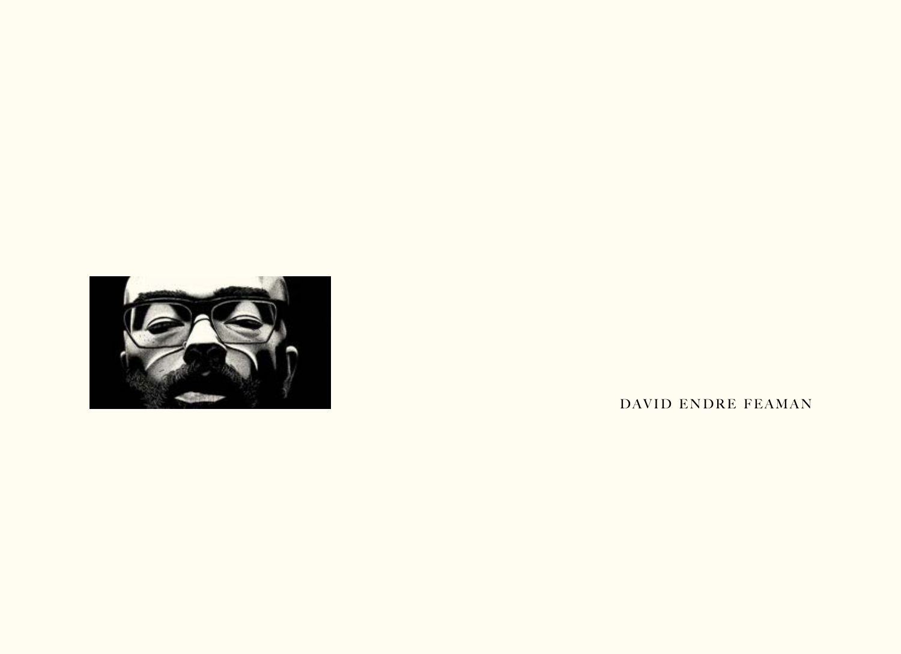DAVID ENDRE FEAMAN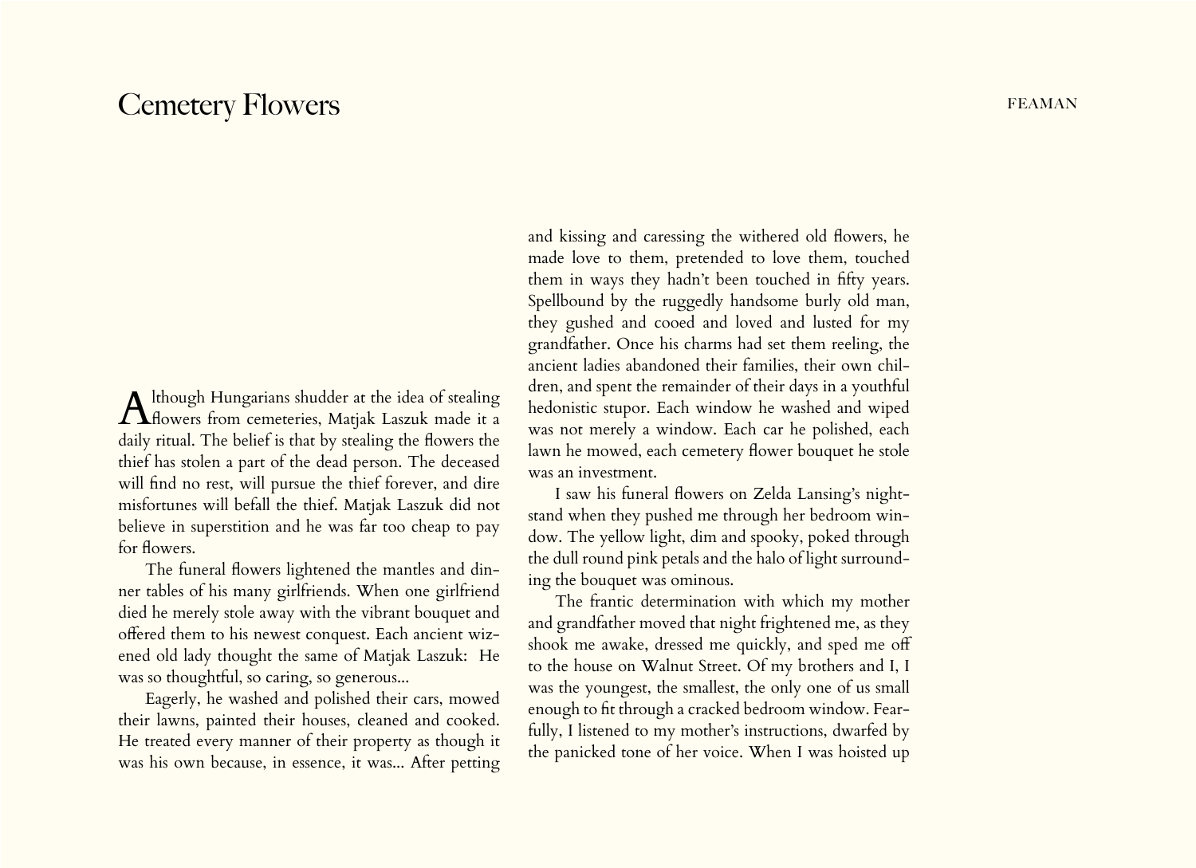# Cemetery Flowers

Although Hungarians shudder at the idea of stealing flowers from cemeteries, Matjak Laszuk made it a daily ritual. The belief is that by stealing the flowers the thief has stolen a part of the dead person. The deceased will find no rest, will pursue the thief forever, and dire misfortunes will befall the thief. Matjak Laszuk did not believe in superstition and he was far too cheap to pay for flowers.

The funeral flowers lightened the mantles and dinner tables of his many girlfriends. When one girlfriend died he merely stole away with the vibrant bouquet and offered them to his newest conquest. Each ancient wizened old lady thought the same of Matjak Laszuk: He was so thoughtful, so caring, so generous...

Eagerly, he washed and polished their cars, mowed their lawns, painted their houses, cleaned and cooked. He treated every manner of their property as though it was his own because, in essence, it was... After petting and kissing and caressing the withered old flowers, he made love to them, pretended to love them, touched them in ways they hadn't been touched in fifty years. Spellbound by the ruggedly handsome burly old man, they gushed and cooed and loved and lusted for my grandfather. Once his charms had set them reeling, the ancient ladies abandoned their families, their own children, and spent the remainder of their days in a youthful hedonistic stupor. Each window he washed and wiped was not merely a window. Each car he polished, each lawn he mowed, each cemetery flower bouquet he stole was an investment.

I saw his funeral flowers on Zelda Lansing's nightstand when they pushed me through her bedroom window. The yellow light, dim and spooky, poked through the dull round pink petals and the halo of light surrounding the bouquet was ominous.

The frantic determination with which my mother and grandfather moved that night frightened me, as they shook me awake, dressed me quickly, and sped me off to the house on Walnut Street. Of my brothers and I, I was the youngest, the smallest, the only one of us small enough to fit through a cracked bedroom window. Fearfully, I listened to my mother's instructions, dwarfed by the panicked tone of her voice. When I was hoisted up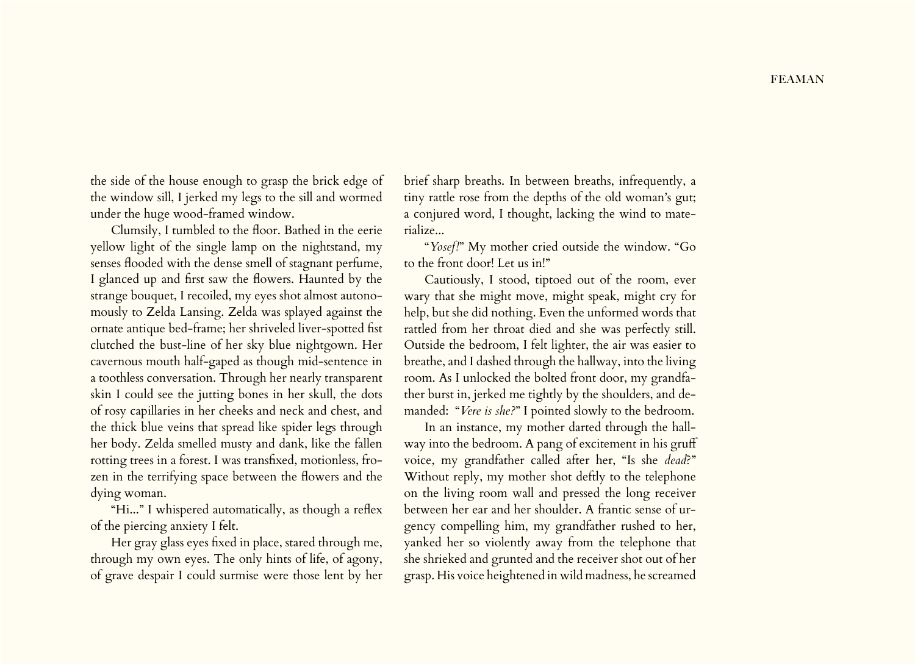the side of the house enough to grasp the brick edge of the window sill, I jerked my legs to the sill and wormed under the huge wood-framed window.

Clumsily, I tumbled to the floor. Bathed in the eerie yellow light of the single lamp on the nightstand, my senses flooded with the dense smell of stagnant perfume, I glanced up and first saw the flowers. Haunted by the strange bouquet, I recoiled, my eyes shot almost autonomously to Zelda Lansing. Zelda was splayed against the ornate antique bed-frame; her shriveled liver-spotted fist clutched the bust-line of her sky blue nightgown. Her cavernous mouth half-gaped as though mid-sentence in a toothless conversation. Through her nearly transparent skin I could see the jutting bones in her skull, the dots of rosy capillaries in her cheeks and neck and chest, and the thick blue veins that spread like spider legs through her body. Zelda smelled musty and dank, like the fallen rotting trees in a forest. I was transfixed, motionless, frozen in the terrifying space between the flowers and the dying woman.

"Hi..." I whispered automatically, as though a reflex of the piercing anxiety I felt.

Her gray glass eyes fixed in place, stared through me, through my own eyes. The only hints of life, of agony, of grave despair I could surmise were those lent by her brief sharp breaths. In between breaths, infrequently, a tiny rattle rose from the depths of the old woman's gut; a conjured word, I thought, lacking the wind to materialize...

"*Yosef!*" My mother cried outside the window. "Go to the front door! Let us in!"

Cautiously, I stood, tiptoed out of the room, ever wary that she might move, might speak, might cry for help, but she did nothing. Even the unformed words that rattled from her throat died and she was perfectly still. Outside the bedroom, I felt lighter, the air was easier to breathe, and I dashed through the hallway, into the living room. As I unlocked the bolted front door, my grandfather burst in, jerked me tightly by the shoulders, and demanded: "*Vere is she?*" I pointed slowly to the bedroom.

In an instance, my mother darted through the hallway into the bedroom. A pang of excitement in his gruff voice, my grandfather called after her, "Is she *dead*?" Without reply, my mother shot deftly to the telephone on the living room wall and pressed the long receiver between her ear and her shoulder. A frantic sense of urgency compelling him, my grandfather rushed to her, yanked her so violently away from the telephone that she shrieked and grunted and the receiver shot out of her grasp. His voice heightened in wild madness, he screamed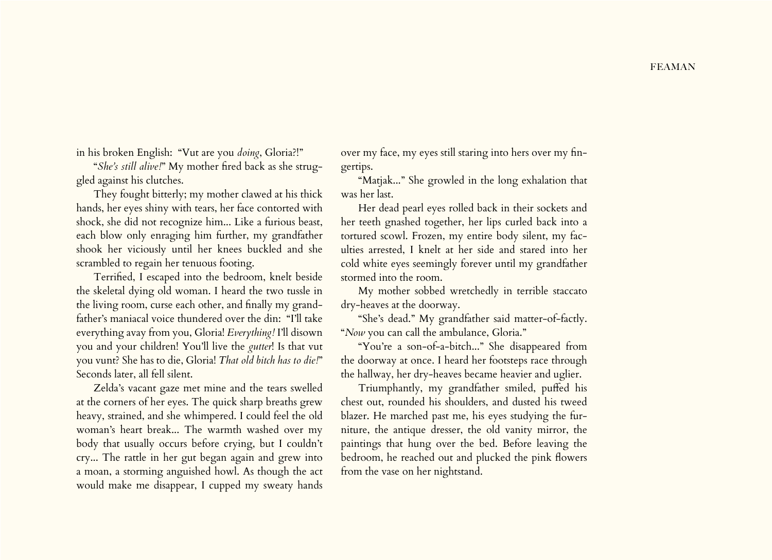in his broken English: "Vut are you *doing*, Gloria?!"

"*She's still alive!*" My mother fired back as she struggled against his clutches.

They fought bitterly; my mother clawed at his thick hands, her eyes shiny with tears, her face contorted with shock, she did not recognize him... Like a furious beast, each blow only enraging him further, my grandfather shook her viciously until her knees buckled and she scrambled to regain her tenuous footing.

Terrified, I escaped into the bedroom, knelt beside the skeletal dying old woman. I heard the two tussle in the living room, curse each other, and finally my grandfather's maniacal voice thundered over the din: "I'll take everything avay from you, Gloria! *Everything!* I'll disown you and your children! You'll live the *gutter*! Is that vut you vunt? She has to die, Gloria! *That old bitch has to die!*" Seconds later, all fell silent.

Zelda's vacant gaze met mine and the tears swelled at the corners of her eyes. The quick sharp breaths grew heavy, strained, and she whimpered. I could feel the old woman's heart break... The warmth washed over my body that usually occurs before crying, but I couldn't cry... The rattle in her gut began again and grew into a moan, a storming anguished howl. As though the act would make me disappear, I cupped my sweaty hands over my face, my eyes still staring into hers over my fingertips.

"Matjak..." She growled in the long exhalation that was her last.

Her dead pearl eyes rolled back in their sockets and her teeth gnashed together, her lips curled back into a tortured scowl. Frozen, my entire body silent, my faculties arrested, I knelt at her side and stared into her cold white eyes seemingly forever until my grandfather stormed into the room.

My mother sobbed wretchedly in terrible staccato dry-heaves at the doorway.

"She's dead." My grandfather said matter-of-factly. "*Now* you can call the ambulance, Gloria."

"You're a son-of-a-bitch..." She disappeared from the doorway at once. I heard her footsteps race through the hallway, her dry-heaves became heavier and uglier.

Triumphantly, my grandfather smiled, puffed his chest out, rounded his shoulders, and dusted his tweed blazer. He marched past me, his eyes studying the furniture, the antique dresser, the old vanity mirror, the paintings that hung over the bed. Before leaving the bedroom, he reached out and plucked the pink flowers from the vase on her nightstand.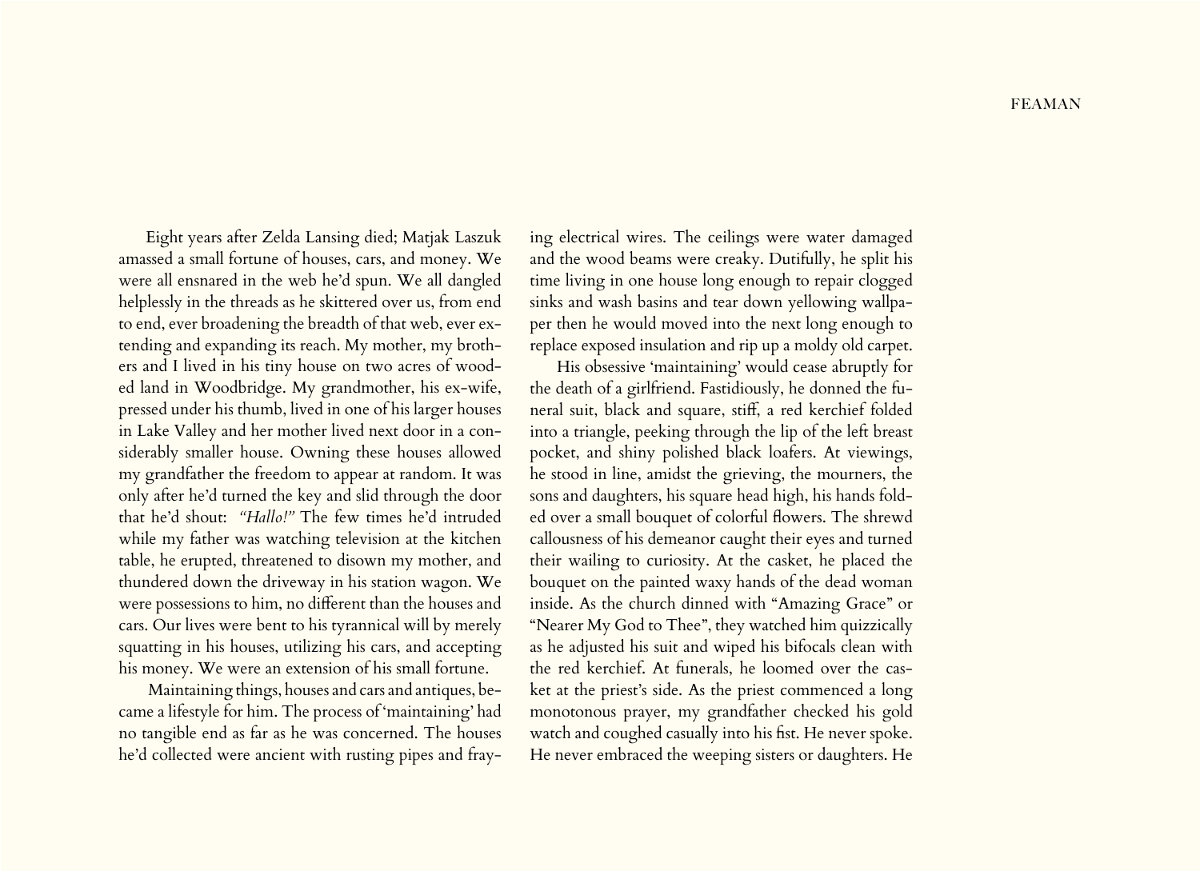Eight years after Zelda Lansing died; Matjak Laszuk amassed a small fortune of houses, cars, and money. We were all ensnared in the web he'd spun. We all dangled helplessly in the threads as he skittered over us, from end to end, ever broadening the breadth of that web, ever extending and expanding its reach. My mother, my brothers and I lived in his tiny house on two acres of wooded land in Woodbridge. My grandmother, his ex-wife, pressed under his thumb, lived in one of his larger houses in Lake Valley and her mother lived next door in a considerably smaller house. Owning these houses allowed my grandfather the freedom to appear at random. It was only after he'd turned the key and slid through the door that he'd shout: *"Hallo!"* The few times he'd intruded while my father was watching television at the kitchen table, he erupted, threatened to disown my mother, and thundered down the driveway in his station wagon. We were possessions to him, no different than the houses and cars. Our lives were bent to his tyrannical will by merely squatting in his houses, utilizing his cars, and accepting his money. We were an extension of his small fortune.

Maintaining things, houses and cars and antiques, became a lifestyle for him. The process of 'maintaining' had no tangible end as far as he was concerned. The houses he'd collected were ancient with rusting pipes and fraying electrical wires. The ceilings were water damaged and the wood beams were creaky. Dutifully, he split his time living in one house long enough to repair clogged sinks and wash basins and tear down yellowing wallpaper then he would moved into the next long enough to replace exposed insulation and rip up a moldy old carpet.

His obsessive 'maintaining' would cease abruptly for the death of a girlfriend. Fastidiously, he donned the funeral suit, black and square, stiff, a red kerchief folded into a triangle, peeking through the lip of the left breast pocket, and shiny polished black loafers. At viewings, he stood in line, amidst the grieving, the mourners, the sons and daughters, his square head high, his hands folded over a small bouquet of colorful flowers. The shrewd callousness of his demeanor caught their eyes and turned their wailing to curiosity. At the casket, he placed the bouquet on the painted waxy hands of the dead woman inside. As the church dinned with "Amazing Grace" or "Nearer My God to Thee", they watched him quizzically as he adjusted his suit and wiped his bifocals clean with the red kerchief. At funerals, he loomed over the casket at the priest's side. As the priest commenced a long monotonous prayer, my grandfather checked his gold watch and coughed casually into his fist. He never spoke. He never embraced the weeping sisters or daughters. He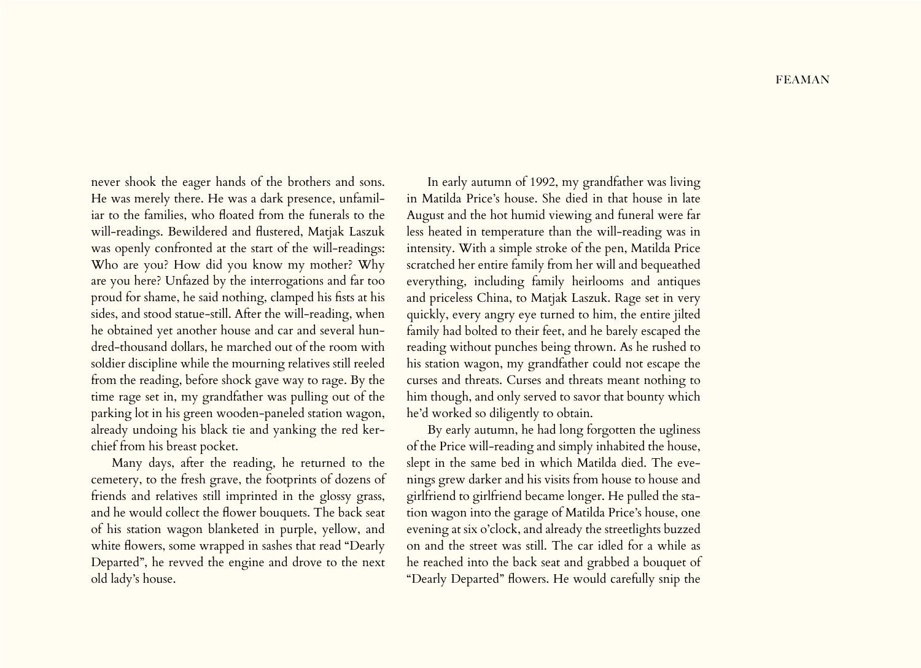never shook the eager hands of the brothers and sons. He was merely there. He was a dark presence, unfamiliar to the families, who floated from the funerals to the will-readings. Bewildered and flustered, Matjak Laszuk was openly confronted at the start of the will-readings: Who are you? How did you know my mother? Why are you here? Unfazed by the interrogations and far too proud for shame, he said nothing, clamped his fists at his sides, and stood statue-still. After the will-reading, when he obtained yet another house and car and several hundred-thousand dollars, he marched out of the room with soldier discipline while the mourning relatives still reeled from the reading, before shock gave way to rage. By the time rage set in, my grandfather was pulling out of the parking lot in his green wooden-paneled station wagon, already undoing his black tie and yanking the red kerchief from his breast pocket.

Many days, after the reading, he returned to the cemetery, to the fresh grave, the footprints of dozens of friends and relatives still imprinted in the glossy grass, and he would collect the flower bouquets. The back seat of his station wagon blanketed in purple, yellow, and white flowers, some wrapped in sashes that read "Dearly Departed", he revved the engine and drove to the next old lady's house.

In early autumn of 1992, my grandfather was living in Matilda Price's house. She died in that house in late August and the hot humid viewing and funeral were far less heated in temperature than the will-reading was in intensity. With a simple stroke of the pen, Matilda Price scratched her entire family from her will and bequeathed everything, including family heirlooms and antiques and priceless China, to Matjak Laszuk. Rage set in very quickly, every angry eye turned to him, the entire jilted family had bolted to their feet, and he barely escaped the reading without punches being thrown. As he rushed to his station wagon, my grandfather could not escape the curses and threats. Curses and threats meant nothing to him though, and only served to savor that bounty which he'd worked so diligently to obtain.

By early autumn, he had long forgotten the ugliness of the Price will-reading and simply inhabited the house, slept in the same bed in which Matilda died. The evenings grew darker and his visits from house to house and girlfriend to girlfriend became longer. He pulled the station wagon into the garage of Matilda Price's house, one evening at six o'clock, and already the streetlights buzzed on and the street was still. The car idled for a while as he reached into the back seat and grabbed a bouquet of "Dearly Departed" flowers. He would carefully snip the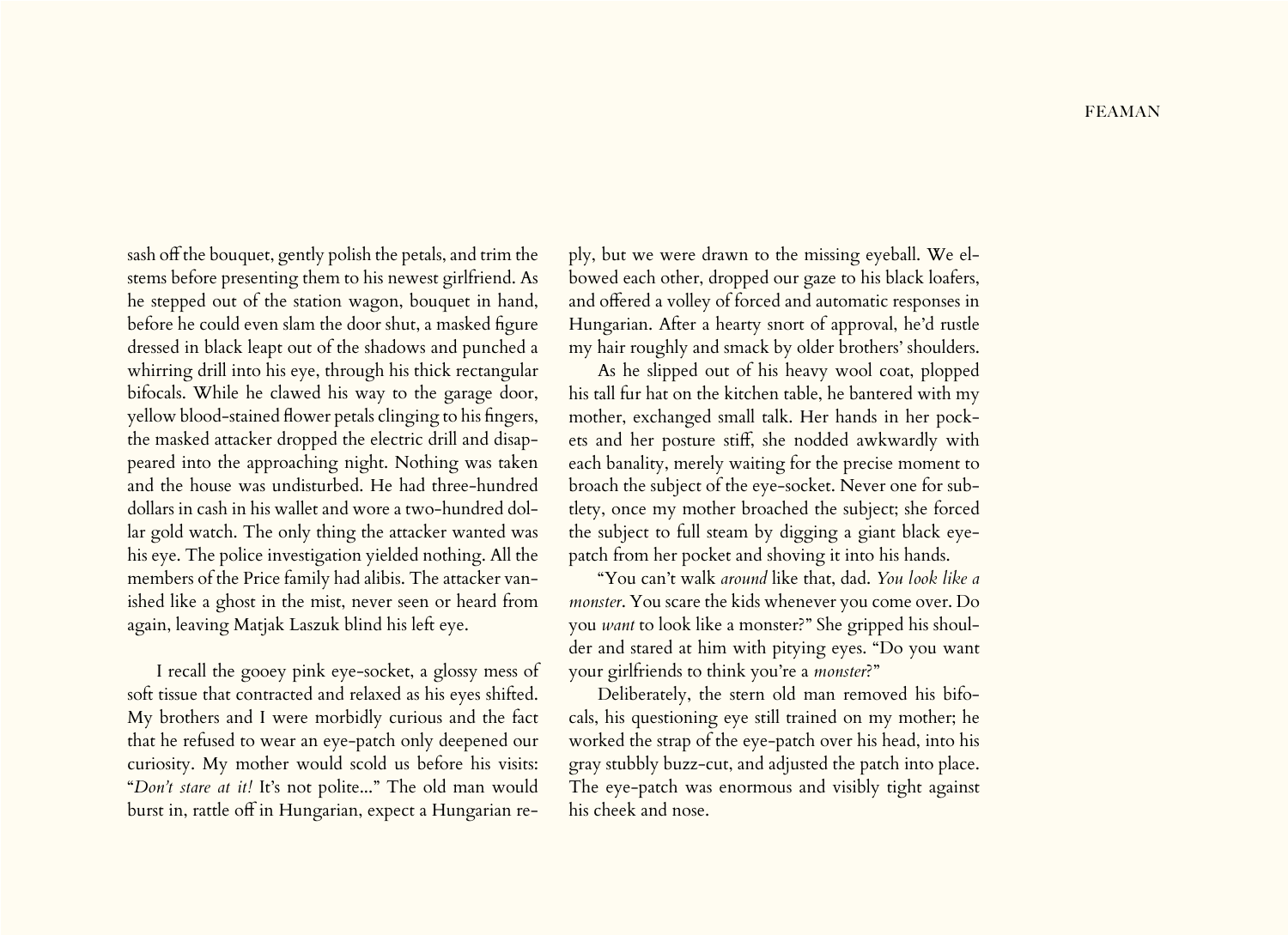sash off the bouquet, gently polish the petals, and trim the stems before presenting them to his newest girlfriend. As he stepped out of the station wagon, bouquet in hand, before he could even slam the door shut, a masked figure dressed in black leapt out of the shadows and punched a whirring drill into his eye, through his thick rectangular bifocals. While he clawed his way to the garage door, yellow blood-stained flower petals clinging to his fingers, the masked attacker dropped the electric drill and disappeared into the approaching night. Nothing was taken and the house was undisturbed. He had three-hundred dollars in cash in his wallet and wore a two-hundred dollar gold watch. The only thing the attacker wanted was his eye. The police investigation yielded nothing. All the members of the Price family had alibis. The attacker vanished like a ghost in the mist, never seen or heard from again, leaving Matjak Laszuk blind his left eye.

I recall the gooey pink eye-socket, a glossy mess of soft tissue that contracted and relaxed as his eyes shifted. My brothers and I were morbidly curious and the fact that he refused to wear an eye-patch only deepened our curiosity. My mother would scold us before his visits: "*Don't stare at it!* It's not polite..." The old man would burst in, rattle off in Hungarian, expect a Hungarian reply, but we were drawn to the missing eyeball. We elbowed each other, dropped our gaze to his black loafers, and offered a volley of forced and automatic responses in Hungarian. After a hearty snort of approval, he'd rustle my hair roughly and smack by older brothers' shoulders.

As he slipped out of his heavy wool coat, plopped his tall fur hat on the kitchen table, he bantered with my mother, exchanged small talk. Her hands in her pockets and her posture stiff, she nodded awkwardly with each banality, merely waiting for the precise moment to broach the subject of the eye-socket. Never one for subtlety, once my mother broached the subject; she forced the subject to full steam by digging a giant black eye-patch from her pocket and shoving it into his hands.

"You can't walk *around* like that, dad. *You look like a monster*. You scare the kids whenever you come over. Do you *want* to look like a monster?" She gripped his shoulder and stared at him with pitying eyes. "Do you want your girlfriends to think you're a *monster*?"

Deliberately, the stern old man removed his bifocals, his questioning eye still trained on my mother; he worked the strap of the eye-patch over his head, into his gray stubbly buzz-cut, and adjusted the patch into place. The eye-patch was enormous and visibly tight against his cheek and nose.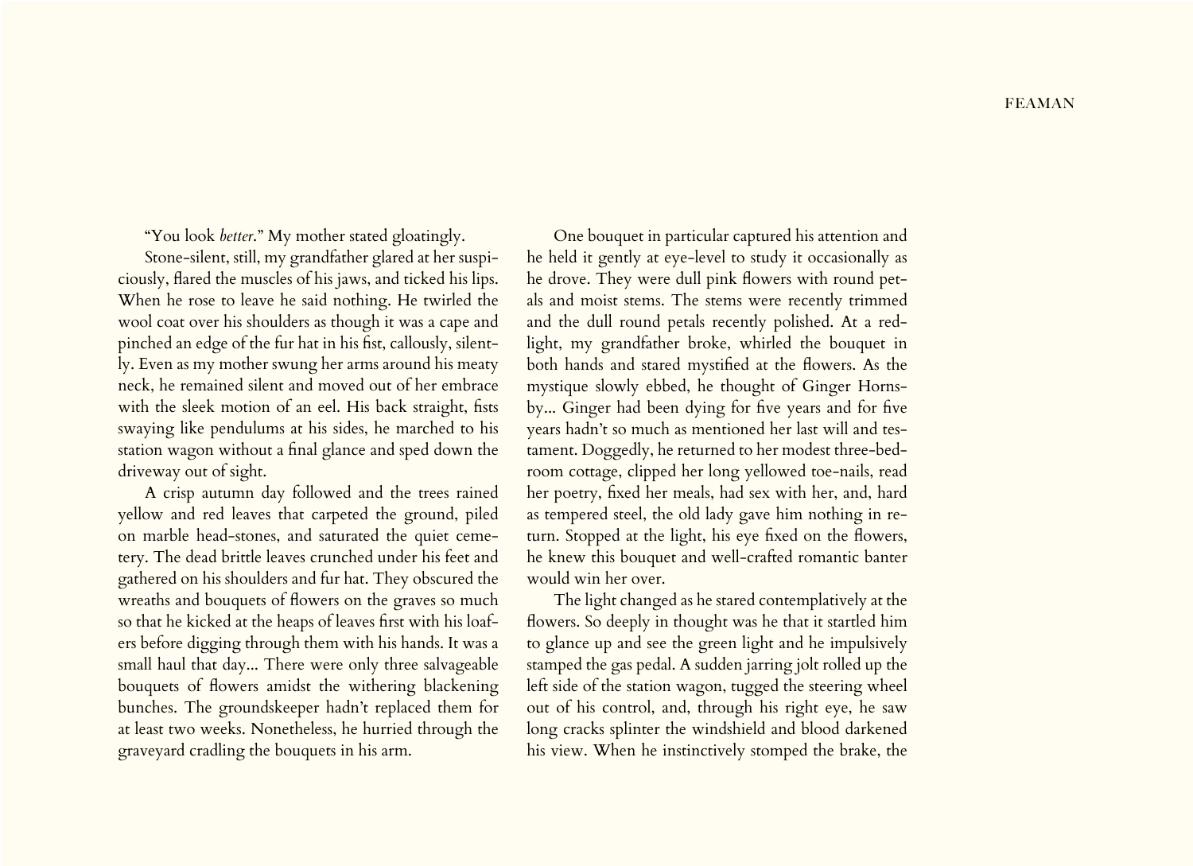"You look *better*." My mother stated gloatingly.

Stone-silent, still, my grandfather glared at her suspiciously, flared the muscles of his jaws, and ticked his lips. When he rose to leave he said nothing. He twirled the wool coat over his shoulders as though it was a cape and pinched an edge of the fur hat in his fist, callously, silently. Even as my mother swung her arms around his meaty neck, he remained silent and moved out of her embrace with the sleek motion of an eel. His back straight, fists swaying like pendulums at his sides, he marched to his station wagon without a final glance and sped down the driveway out of sight.

A crisp autumn day followed and the trees rained yellow and red leaves that carpeted the ground, piled on marble head-stones, and saturated the quiet cemetery. The dead brittle leaves crunched under his feet and gathered on his shoulders and fur hat. They obscured the wreaths and bouquets of flowers on the graves so much so that he kicked at the heaps of leaves first with his loafers before digging through them with his hands. It was a small haul that day... There were only three salvageable bouquets of flowers amidst the withering blackening bunches. The groundskeeper hadn't replaced them for at least two weeks. Nonetheless, he hurried through the graveyard cradling the bouquets in his arm.

One bouquet in particular captured his attention and he held it gently at eye-level to study it occasionally as he drove. They were dull pink flowers with round petals and moist stems. The stems were recently trimmed and the dull round petals recently polished. At a red-light, my grandfather broke, whirled the bouquet in both hands and stared mystified at the flowers. As the mystique slowly ebbed, he thought of Ginger Hornsby... Ginger had been dying for five years and for five years hadn't so much as mentioned her last will and testament. Doggedly, he returned to her modest three-bedroom cottage, clipped her long yellowed toe-nails, read her poetry, fixed her meals, had sex with her, and, hard as tempered steel, the old lady gave him nothing in return. Stopped at the light, his eye fixed on the flowers, he knew this bouquet and well-crafted romantic banter would win her over.

The light changed as he stared contemplatively at the flowers. So deeply in thought was he that it startled him to glance up and see the green light and he impulsively stamped the gas pedal. A sudden jarring jolt rolled up the left side of the station wagon, tugged the steering wheel out of his control, and, through his right eye, he saw long cracks splinter the windshield and blood darkened his view. When he instinctively stomped the brake, the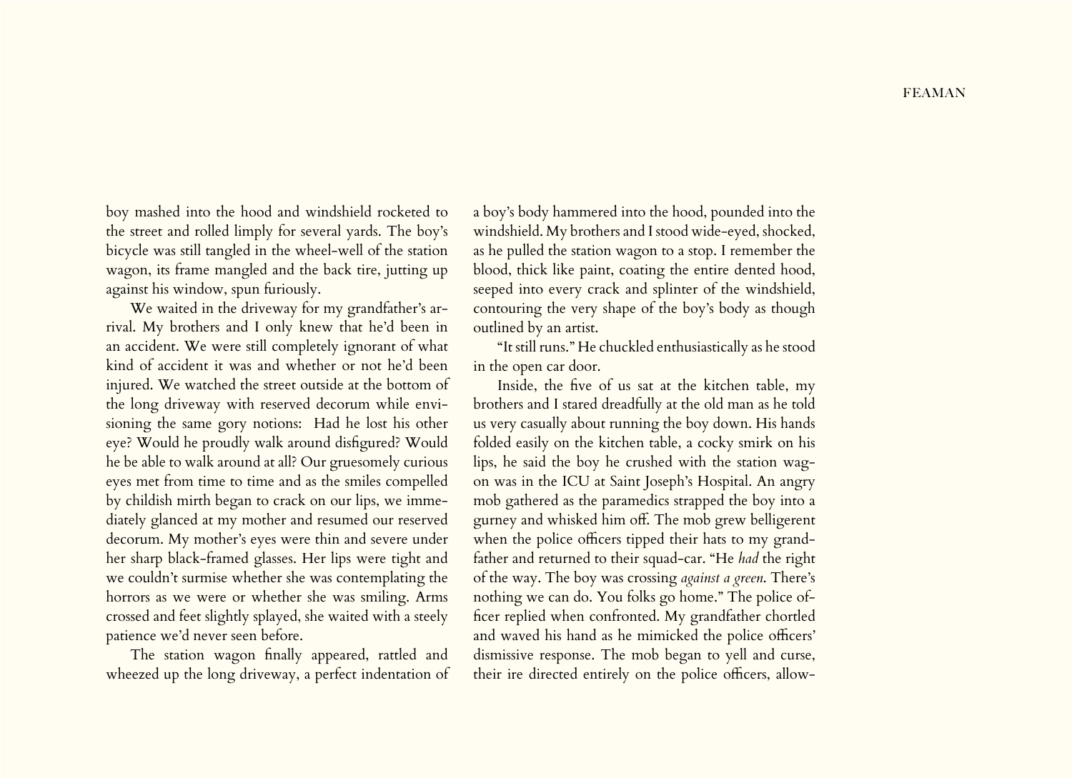boy mashed into the hood and windshield rocketed to the street and rolled limply for several yards. The boy's bicycle was still tangled in the wheel-well of the station wagon, its frame mangled and the back tire, jutting up against his window, spun furiously.

We waited in the driveway for my grandfather's arrival. My brothers and I only knew that he'd been in an accident. We were still completely ignorant of what kind of accident it was and whether or not he'd been injured. We watched the street outside at the bottom of the long driveway with reserved decorum while envisioning the same gory notions: Had he lost his other eye? Would he proudly walk around disfigured? Would he be able to walk around at all? Our gruesomely curious eyes met from time to time and as the smiles compelled by childish mirth began to crack on our lips, we immediately glanced at my mother and resumed our reserved decorum. My mother's eyes were thin and severe under her sharp black-framed glasses. Her lips were tight and we couldn't surmise whether she was contemplating the horrors as we were or whether she was smiling. Arms crossed and feet slightly splayed, she waited with a steely patience we'd never seen before.

The station wagon finally appeared, rattled and wheezed up the long driveway, a perfect indentation of a boy's body hammered into the hood, pounded into the windshield. My brothers and I stood wide-eyed, shocked, as he pulled the station wagon to a stop. I remember the blood, thick like paint, coating the entire dented hood, seeped into every crack and splinter of the windshield, contouring the very shape of the boy's body as though outlined by an artist.

"It still runs." He chuckled enthusiastically as he stood in the open car door.

Inside, the five of us sat at the kitchen table, my brothers and I stared dreadfully at the old man as he told us very casually about running the boy down. His hands folded easily on the kitchen table, a cocky smirk on his lips, he said the boy he crushed with the station wagon was in the ICU at Saint Joseph's Hospital. An angry mob gathered as the paramedics strapped the boy into a gurney and whisked him off. The mob grew belligerent when the police officers tipped their hats to my grandfather and returned to their squad-car. "He *had* the right of the way. The boy was crossing *against a green*. There's nothing we can do. You folks go home." The police officer replied when confronted. My grandfather chortled and waved his hand as he mimicked the police officers' dismissive response. The mob began to yell and curse, their ire directed entirely on the police officers, allow-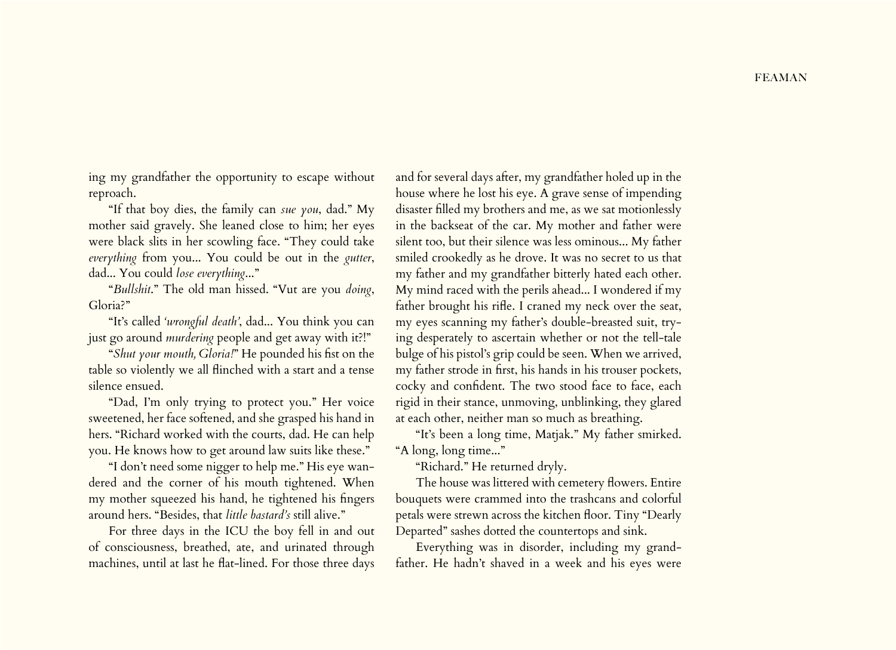ing my grandfather the opportunity to escape without reproach.

"If that boy dies, the family can *sue you*, dad." My mother said gravely. She leaned close to him; her eyes were black slits in her scowling face. "They could take *everything* from you... You could be out in the *gutter*, dad... You could *lose everything*..."

"*Bullshit*." The old man hissed. "Vut are you *doing*, Gloria?"

"It's called *'wrongful death'*, dad... You think you can just go around *murdering* people and get away with it?!"

"*Shut your mouth, Gloria!*" He pounded his fist on the table so violently we all flinched with a start and a tense silence ensued.

"Dad, I'm only trying to protect you." Her voice sweetened, her face softened, and she grasped his hand in hers. "Richard worked with the courts, dad. He can help you. He knows how to get around law suits like these."

"I don't need some nigger to help me." His eye wandered and the corner of his mouth tightened. When my mother squeezed his hand, he tightened his fingers around hers. "Besides, that *little bastard's* still alive."

For three days in the ICU the boy fell in and out of consciousness, breathed, ate, and urinated through machines, until at last he flat-lined. For those three days and for several days after, my grandfather holed up in the house where he lost his eye. A grave sense of impending disaster filled my brothers and me, as we sat motionlessly in the backseat of the car. My mother and father were silent too, but their silence was less ominous... My father smiled crookedly as he drove. It was no secret to us that my father and my grandfather bitterly hated each other. My mind raced with the perils ahead... I wondered if my father brought his rifle. I craned my neck over the seat, my eyes scanning my father's double-breasted suit, trying desperately to ascertain whether or not the tell-tale bulge of his pistol's grip could be seen. When we arrived, my father strode in first, his hands in his trouser pockets, cocky and confident. The two stood face to face, each rigid in their stance, unmoving, unblinking, they glared at each other, neither man so much as breathing.

"It's been a long time, Matjak." My father smirked. "A long, long time..."

"Richard." He returned dryly.

The house was littered with cemetery flowers. Entire bouquets were crammed into the trashcans and colorful petals were strewn across the kitchen floor. Tiny "Dearly Departed" sashes dotted the countertops and sink.

Everything was in disorder, including my grandfather. He hadn't shaved in a week and his eyes were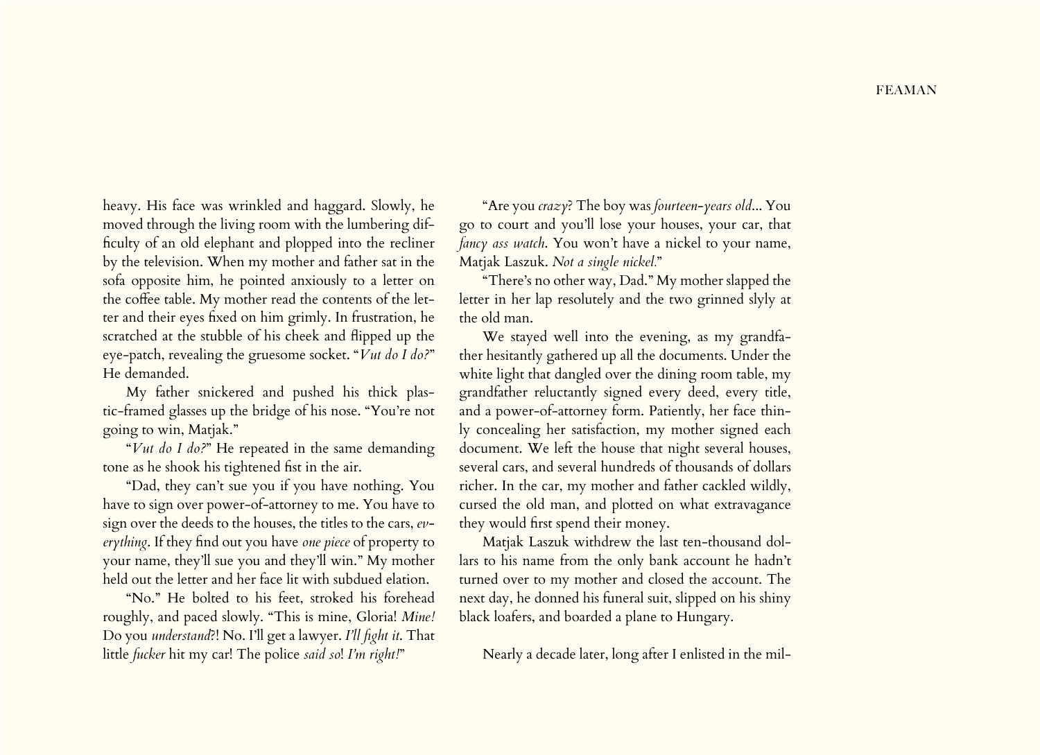heavy. His face was wrinkled and haggard. Slowly, he moved through the living room with the lumbering difficulty of an old elephant and plopped into the recliner by the television. When my mother and father sat in the sofa opposite him, he pointed anxiously to a letter on the coffee table. My mother read the contents of the letter and their eyes fixed on him grimly. In frustration, he scratched at the stubble of his cheek and flipped up the eye-patch, revealing the gruesome socket. "*Vut do I do?*" He demanded.

My father snickered and pushed his thick plastic-framed glasses up the bridge of his nose. "You're not going to win, Matjak."

"*Vut do I do?*" He repeated in the same demanding tone as he shook his tightened fist in the air.

"Dad, they can't sue you if you have nothing. You have to sign over power-of-attorney to me. You have to sign over the deeds to the houses, the titles to the cars, *everything*. If they find out you have *one piece* of property to your name, they'll sue you and they'll win." My mother held out the letter and her face lit with subdued elation.

"No." He bolted to his feet, stroked his forehead roughly, and paced slowly. "This is mine, Gloria! *Mine!* Do you *understand*?! No. I'll get a lawyer. *I'll fight it*. That little *fucker* hit my car! The police *said so*! *I'm right!*"

"Are you *crazy*? The boy was *fourteen-years old*... You go to court and you'll lose your houses, your car, that *fancy ass watch*. You won't have a nickel to your name, Matjak Laszuk. *Not a single nickel.*"

"There's no other way, Dad." My mother slapped the letter in her lap resolutely and the two grinned slyly at the old man.

We stayed well into the evening, as my grandfather hesitantly gathered up all the documents. Under the white light that dangled over the dining room table, my grandfather reluctantly signed every deed, every title, and a power-of-attorney form. Patiently, her face thinly concealing her satisfaction, my mother signed each document. We left the house that night several houses, several cars, and several hundreds of thousands of dollars richer. In the car, my mother and father cackled wildly, cursed the old man, and plotted on what extravagance they would first spend their money.

Matjak Laszuk withdrew the last ten-thousand dollars to his name from the only bank account he hadn't turned over to my mother and closed the account. The next day, he donned his funeral suit, slipped on his shiny black loafers, and boarded a plane to Hungary.

Nearly a decade later, long after I enlisted in the mil-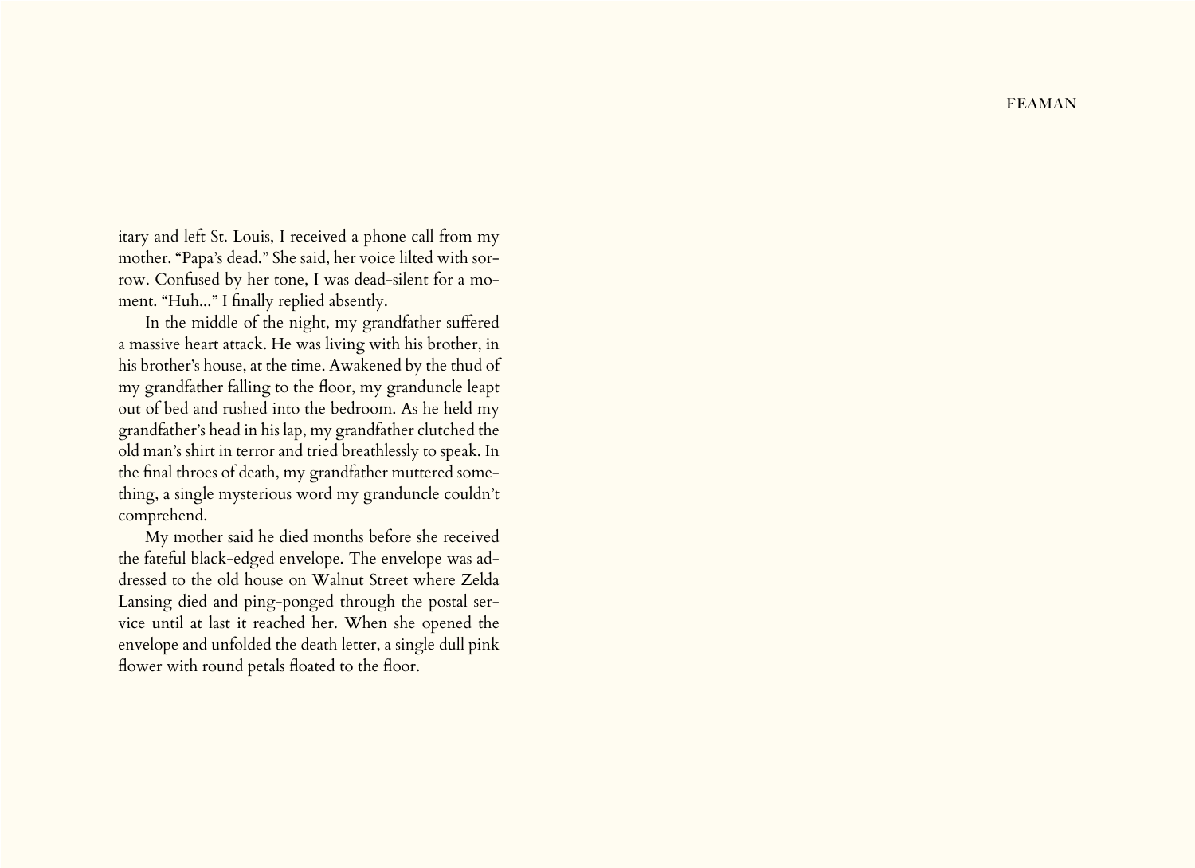itary and left St. Louis, I received a phone call from my mother. "Papa's dead." She said, her voice lilted with sorrow. Confused by her tone, I was dead-silent for a moment. "Huh..." I finally replied absently.

In the middle of the night, my grandfather suffered a massive heart attack. He was living with his brother, in his brother's house, at the time. Awakened by the thud of my grandfather falling to the floor, my granduncle leapt out of bed and rushed into the bedroom. As he held my grandfather's head in his lap, my grandfather clutched the old man's shirt in terror and tried breathlessly to speak. In the final throes of death, my grandfather muttered something, a single mysterious word my granduncle couldn't comprehend.

My mother said he died months before she received the fateful black-edged envelope. The envelope was addressed to the old house on Walnut Street where Zelda Lansing died and ping-ponged through the postal service until at last it reached her. When she opened the envelope and unfolded the death letter, a single dull pink flower with round petals floated to the floor.